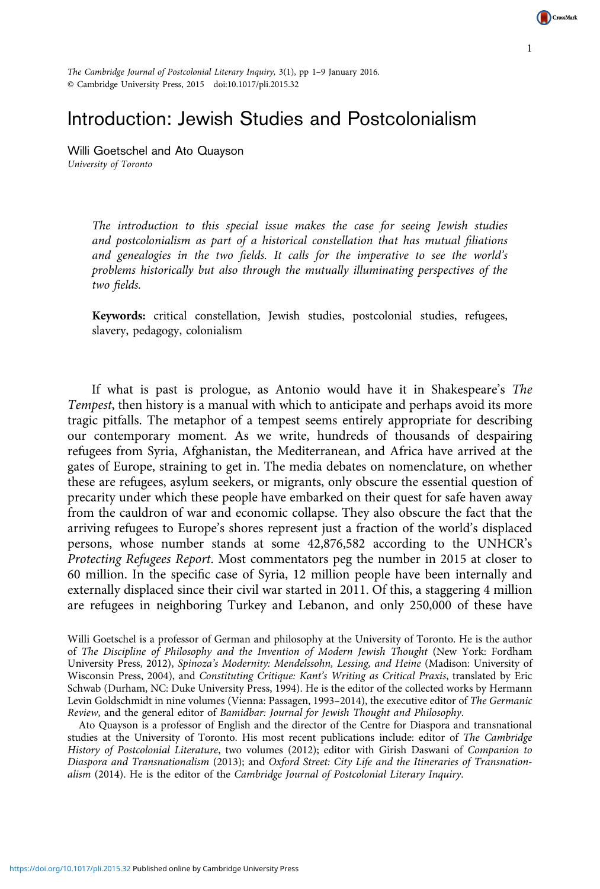# Introduction: Jewish Studies and Postcolonialism

Willi Goetschel and Ato Quayson
*University of Toronto*

*The introduction to this special issue makes the case for seeing Jewish studies and postcolonialism as part of a historical constellation that has mutual filiations and genealogies in the two fields. It calls for the imperative to see the world's problems historically but also through the mutually illuminating perspectives of the two fields.*

**Keywords:** critical constellation, Jewish studies, postcolonial studies, refugees, slavery, pedagogy, colonialism

If what is past is prologue, as Antonio would have it in Shakespeare's *The Tempest*, then history is a manual with which to anticipate and perhaps avoid its more tragic pitfalls. The metaphor of a tempest seems entirely appropriate for describing our contemporary moment. As we write, hundreds of thousands of despairing refugees from Syria, Afghanistan, the Mediterranean, and Africa have arrived at the gates of Europe, straining to get in. The media debates on nomenclature, on whether these are refugees, asylum seekers, or migrants, only obscure the essential question of precarity under which these people have embarked on their quest for safe haven away from the cauldron of war and economic collapse. They also obscure the fact that the arriving refugees to Europe's shores represent just a fraction of the world's displaced persons, whose number stands at some 42,876,582 according to the UNHCR's *Protecting Refugees Report*. Most commentators peg the number in 2015 at closer to 60 million. In the specific case of Syria, 12 million people have been internally and externally displaced since their civil war started in 2011. Of this, a staggering 4 million are refugees in neighboring Turkey and Lebanon, and only 250,000 of these have

Willi Goetschel is a professor of German and philosophy at the University of Toronto. He is the author of *The Discipline of Philosophy and the Invention of Modern Jewish Thought* (New York: Fordham University Press, 2012), *Spinoza's Modernity: Mendelssohn, Lessing, and Heine* (Madison: University of Wisconsin Press, 2004), and *Constituting Critique: Kant's Writing as Critical Praxis*, translated by Eric Schwab (Durham, NC: Duke University Press, 1994). He is the editor of the collected works by Hermann Levin Goldschmidt in nine volumes (Vienna: Passagen, 1993–2014), the executive editor of *The Germanic Review*, and the general editor of *Bamidbar: Journal for Jewish Thought and Philosophy*.

Ato Quayson is a professor of English and the director of the Centre for Diaspora and transnational studies at the University of Toronto. His most recent publications include: editor of *The Cambridge History of Postcolonial Literature*, two volumes (2012); editor with Girish Daswani of *Companion to Diaspora and Transnationalism* (2013); and *Oxford Street: City Life and the Itineraries of Transnationalism* (2014). He is the editor of the *Cambridge Journal of Postcolonial Literary Inquiry*.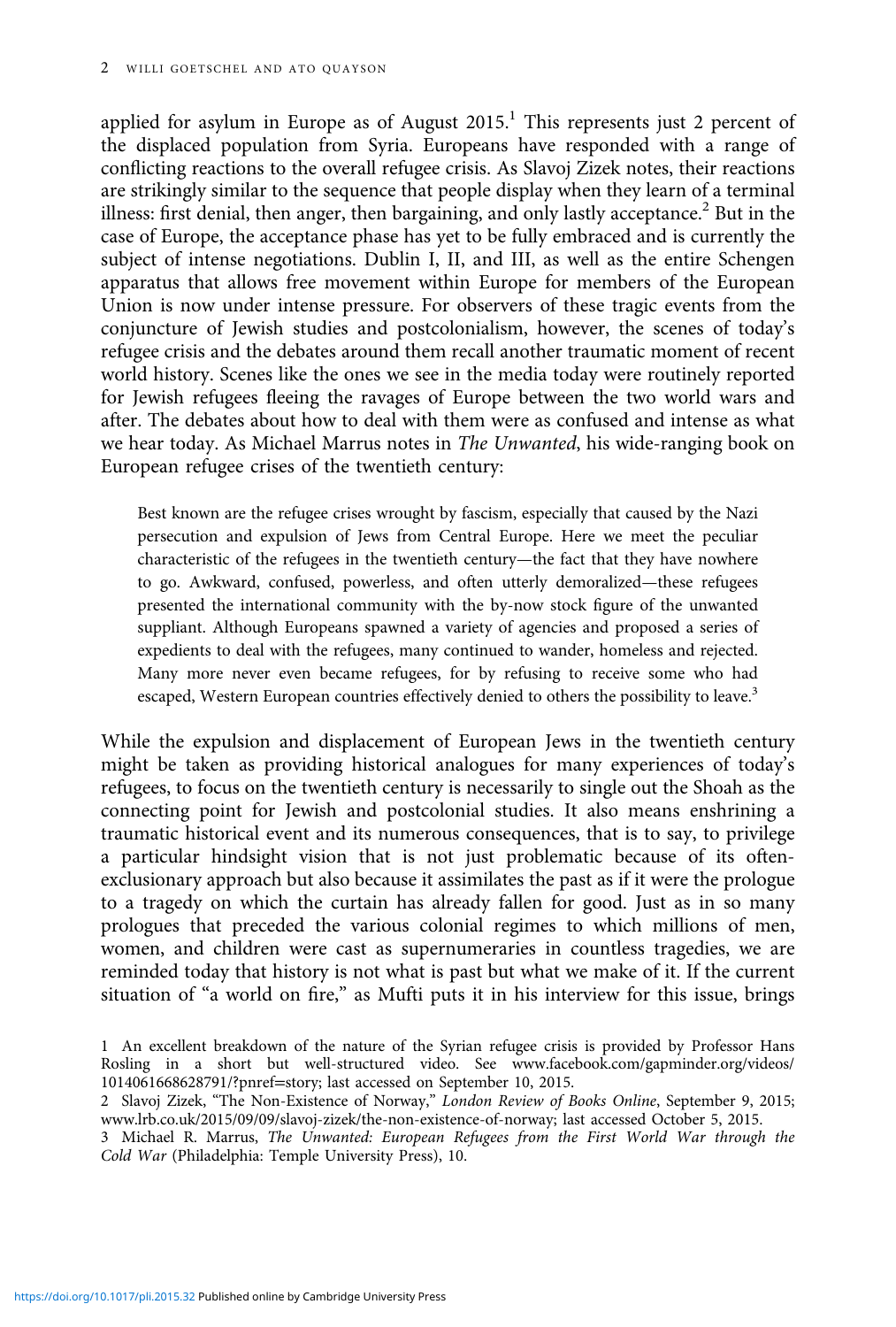applied for asylum in Europe as of August 2015.[1] This represents just 2 percent of the displaced population from Syria. Europeans have responded with a range of conflicting reactions to the overall refugee crisis. As Slavoj Zizek notes, their reactions are strikingly similar to the sequence that people display when they learn of a terminal illness: first denial, then anger, then bargaining, and only lastly acceptance.[2] But in the case of Europe, the acceptance phase has yet to be fully embraced and is currently the subject of intense negotiations. Dublin I, II, and III, as well as the entire Schengen apparatus that allows free movement within Europe for members of the European Union is now under intense pressure. For observers of these tragic events from the conjuncture of Jewish studies and postcolonialism, however, the scenes of today's refugee crisis and the debates around them recall another traumatic moment of recent world history. Scenes like the ones we see in the media today were routinely reported for Jewish refugees fleeing the ravages of Europe between the two world wars and after. The debates about how to deal with them were as confused and intense as what we hear today. As Michael Marrus notes in *The Unwanted*, his wide-ranging book on European refugee crises of the twentieth century:

> Best known are the refugee crises wrought by fascism, especially that caused by the Nazi persecution and expulsion of Jews from Central Europe. Here we meet the peculiar characteristic of the refugees in the twentieth century—the fact that they have nowhere to go. Awkward, confused, powerless, and often utterly demoralized—these refugees presented the international community with the by-now stock figure of the unwanted suppliant. Although Europeans spawned a variety of agencies and proposed a series of expedients to deal with the refugees, many continued to wander, homeless and rejected. Many more never even became refugees, for by refusing to receive some who had escaped, Western European countries effectively denied to others the possibility to leave.[3]

While the expulsion and displacement of European Jews in the twentieth century might be taken as providing historical analogues for many experiences of today's refugees, to focus on the twentieth century is necessarily to single out the Shoah as the connecting point for Jewish and postcolonial studies. It also means enshrining a traumatic historical event and its numerous consequences, that is to say, to privilege a particular hindsight vision that is not just problematic because of its often-exclusionary approach but also because it assimilates the past as if it were the prologue to a tragedy on which the curtain has already fallen for good. Just as in so many prologues that preceded the various colonial regimes to which millions of men, women, and children were cast as supernumeraries in countless tragedies, we are reminded today that history is not what is past but what we make of it. If the current situation of "a world on fire," as Mufti puts it in his interview for this issue, brings

1 An excellent breakdown of the nature of the Syrian refugee crisis is provided by Professor Hans Rosling in a short but well-structured video. See www.facebook.com/gapminder.org/videos/1014061668628791/?pnref=story; last accessed on September 10, 2015.

2 Slavoj Zizek, "The Non-Existence of Norway," *London Review of Books Online*, September 9, 2015; www.lrb.co.uk/2015/09/09/slavoj-zizek/the-non-existence-of-norway; last accessed October 5, 2015.

3 Michael R. Marrus, *The Unwanted: European Refugees from the First World War through the Cold War* (Philadelphia: Temple University Press), 10.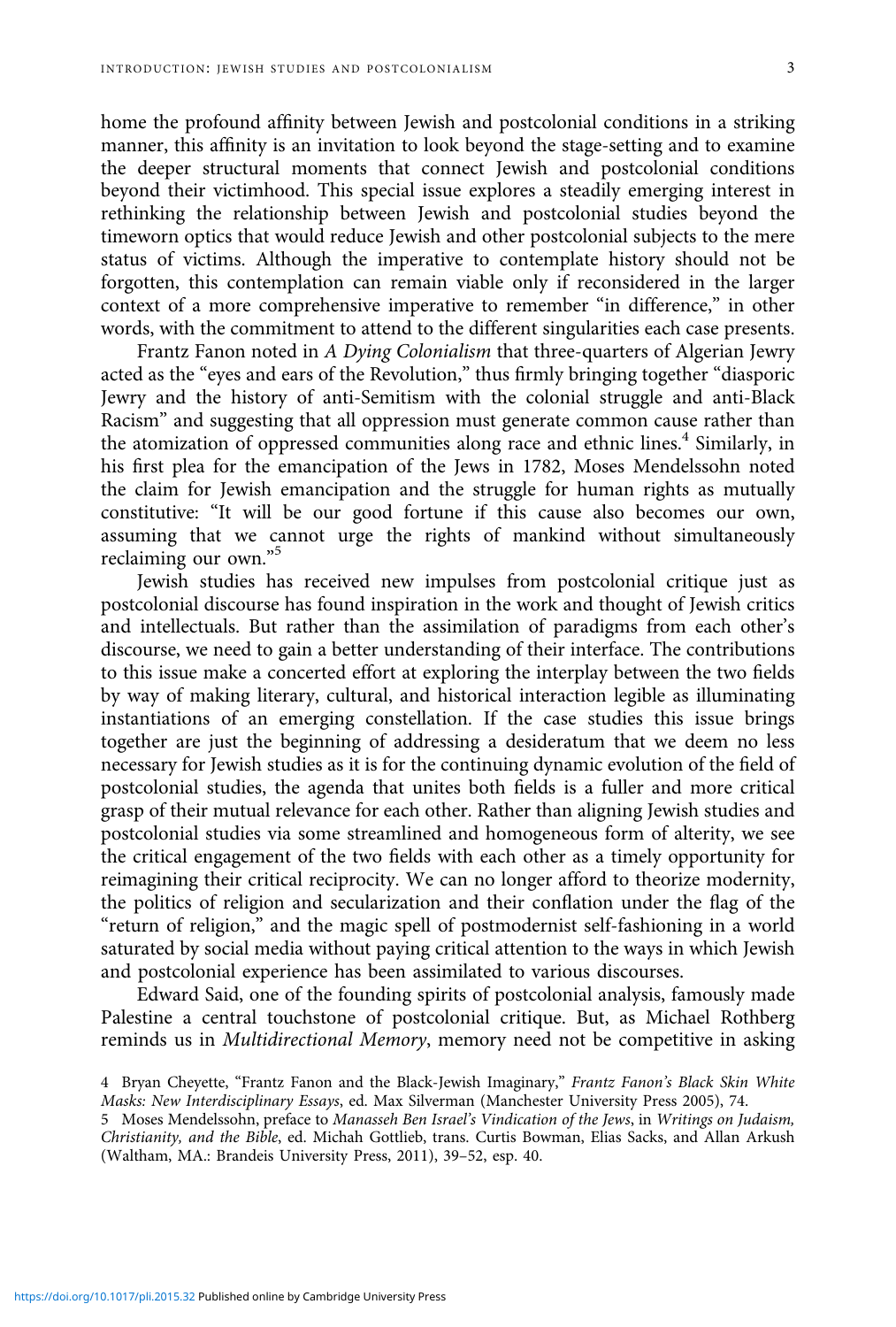home the profound affinity between Jewish and postcolonial conditions in a striking manner, this affinity is an invitation to look beyond the stage-setting and to examine the deeper structural moments that connect Jewish and postcolonial conditions beyond their victimhood. This special issue explores a steadily emerging interest in rethinking the relationship between Jewish and postcolonial studies beyond the timeworn optics that would reduce Jewish and other postcolonial subjects to the mere status of victims. Although the imperative to contemplate history should not be forgotten, this contemplation can remain viable only if reconsidered in the larger context of a more comprehensive imperative to remember "in difference," in other words, with the commitment to attend to the different singularities each case presents.

Frantz Fanon noted in *A Dying Colonialism* that three-quarters of Algerian Jewry acted as the "eyes and ears of the Revolution," thus firmly bringing together "diasporic Jewry and the history of anti-Semitism with the colonial struggle and anti-Black Racism" and suggesting that all oppression must generate common cause rather than the atomization of oppressed communities along race and ethnic lines.[4] Similarly, in his first plea for the emancipation of the Jews in 1782, Moses Mendelssohn noted the claim for Jewish emancipation and the struggle for human rights as mutually constitutive: "It will be our good fortune if this cause also becomes our own, assuming that we cannot urge the rights of mankind without simultaneously reclaiming our own."[5]

Jewish studies has received new impulses from postcolonial critique just as postcolonial discourse has found inspiration in the work and thought of Jewish critics and intellectuals. But rather than the assimilation of paradigms from each other's discourse, we need to gain a better understanding of their interface. The contributions to this issue make a concerted effort at exploring the interplay between the two fields by way of making literary, cultural, and historical interaction legible as illuminating instantiations of an emerging constellation. If the case studies this issue brings together are just the beginning of addressing a desideratum that we deem no less necessary for Jewish studies as it is for the continuing dynamic evolution of the field of postcolonial studies, the agenda that unites both fields is a fuller and more critical grasp of their mutual relevance for each other. Rather than aligning Jewish studies and postcolonial studies via some streamlined and homogeneous form of alterity, we see the critical engagement of the two fields with each other as a timely opportunity for reimagining their critical reciprocity. We can no longer afford to theorize modernity, the politics of religion and secularization and their conflation under the flag of the "return of religion," and the magic spell of postmodernist self-fashioning in a world saturated by social media without paying critical attention to the ways in which Jewish and postcolonial experience has been assimilated to various discourses.

Edward Said, one of the founding spirits of postcolonial analysis, famously made Palestine a central touchstone of postcolonial critique. But, as Michael Rothberg reminds us in *Multidirectional Memory*, memory need not be competitive in asking

4 Bryan Cheyette, "Frantz Fanon and the Black-Jewish Imaginary," *Frantz Fanon's Black Skin White Masks: New Interdisciplinary Essays*, ed. Max Silverman (Manchester University Press 2005), 74.

5 Moses Mendelssohn, preface to *Manasseh Ben Israel's Vindication of the Jews*, in *Writings on Judaism, Christianity, and the Bible*, ed. Michah Gottlieb, trans. Curtis Bowman, Elias Sacks, and Allan Arkush (Waltham, MA.: Brandeis University Press, 2011), 39–52, esp. 40.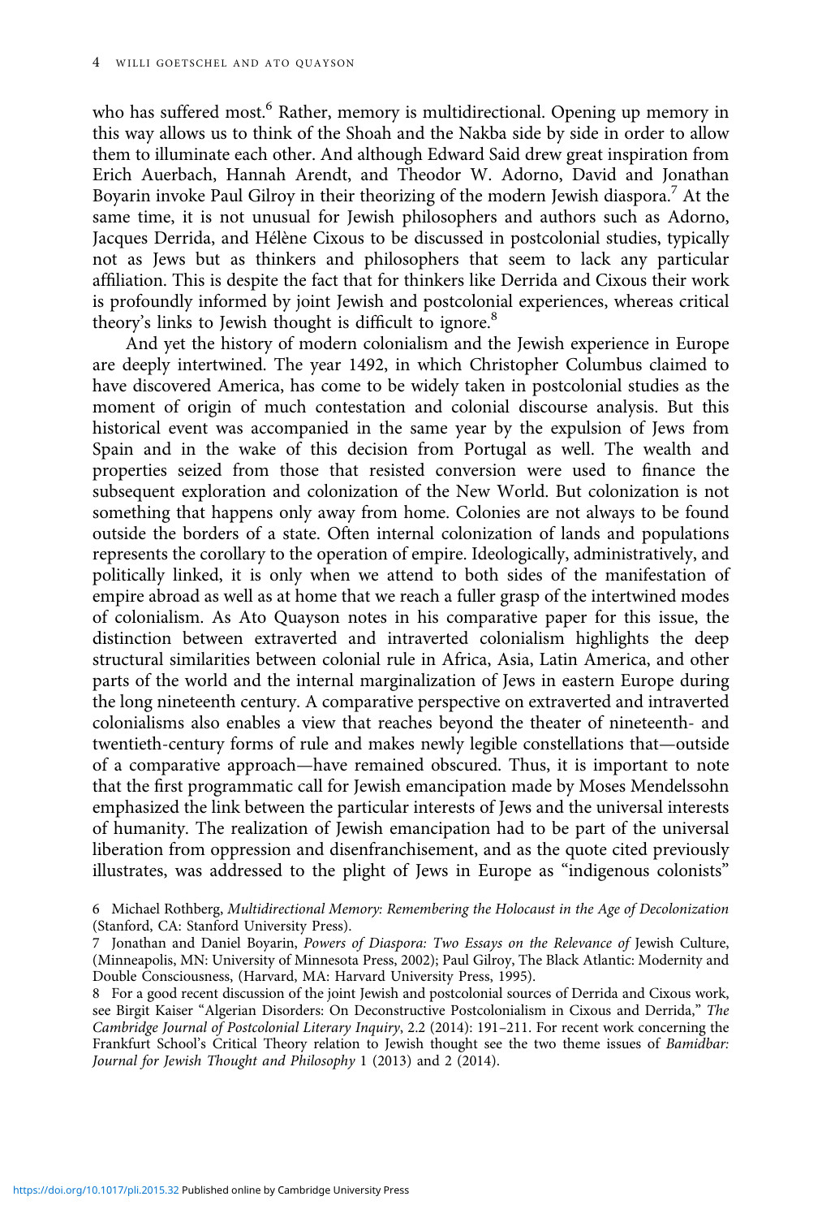who has suffered most.[6] Rather, memory is multidirectional. Opening up memory in this way allows us to think of the Shoah and the Nakba side by side in order to allow them to illuminate each other. And although Edward Said drew great inspiration from Erich Auerbach, Hannah Arendt, and Theodor W. Adorno, David and Jonathan Boyarin invoke Paul Gilroy in their theorizing of the modern Jewish diaspora.[7] At the same time, it is not unusual for Jewish philosophers and authors such as Adorno, Jacques Derrida, and Hélène Cixous to be discussed in postcolonial studies, typically not as Jews but as thinkers and philosophers that seem to lack any particular affiliation. This is despite the fact that for thinkers like Derrida and Cixous their work is profoundly informed by joint Jewish and postcolonial experiences, whereas critical theory's links to Jewish thought is difficult to ignore.[8]

And yet the history of modern colonialism and the Jewish experience in Europe are deeply intertwined. The year 1492, in which Christopher Columbus claimed to have discovered America, has come to be widely taken in postcolonial studies as the moment of origin of much contestation and colonial discourse analysis. But this historical event was accompanied in the same year by the expulsion of Jews from Spain and in the wake of this decision from Portugal as well. The wealth and properties seized from those that resisted conversion were used to finance the subsequent exploration and colonization of the New World. But colonization is not something that happens only away from home. Colonies are not always to be found outside the borders of a state. Often internal colonization of lands and populations represents the corollary to the operation of empire. Ideologically, administratively, and politically linked, it is only when we attend to both sides of the manifestation of empire abroad as well as at home that we reach a fuller grasp of the intertwined modes of colonialism. As Ato Quayson notes in his comparative paper for this issue, the distinction between extraverted and intraverted colonialism highlights the deep structural similarities between colonial rule in Africa, Asia, Latin America, and other parts of the world and the internal marginalization of Jews in eastern Europe during the long nineteenth century. A comparative perspective on extraverted and intraverted colonialisms also enables a view that reaches beyond the theater of nineteenth- and twentieth-century forms of rule and makes newly legible constellations that—outside of a comparative approach—have remained obscured. Thus, it is important to note that the first programmatic call for Jewish emancipation made by Moses Mendelssohn emphasized the link between the particular interests of Jews and the universal interests of humanity. The realization of Jewish emancipation had to be part of the universal liberation from oppression and disenfranchisement, and as the quote cited previously illustrates, was addressed to the plight of Jews in Europe as "indigenous colonists"

6 Michael Rothberg, *Multidirectional Memory: Remembering the Holocaust in the Age of Decolonization* (Stanford, CA: Stanford University Press).

7 Jonathan and Daniel Boyarin, *Powers of Diaspora: Two Essays on the Relevance of* Jewish Culture, (Minneapolis, MN: University of Minnesota Press, 2002); Paul Gilroy, The Black Atlantic: Modernity and Double Consciousness, (Harvard, MA: Harvard University Press, 1995).

8 For a good recent discussion of the joint Jewish and postcolonial sources of Derrida and Cixous work, see Birgit Kaiser "Algerian Disorders: On Deconstructive Postcolonialism in Cixous and Derrida," *The Cambridge Journal of Postcolonial Literary Inquiry*, 2.2 (2014): 191–211. For recent work concerning the Frankfurt School's Critical Theory relation to Jewish thought see the two theme issues of *Bamidbar: Journal for Jewish Thought and Philosophy* 1 (2013) and 2 (2014).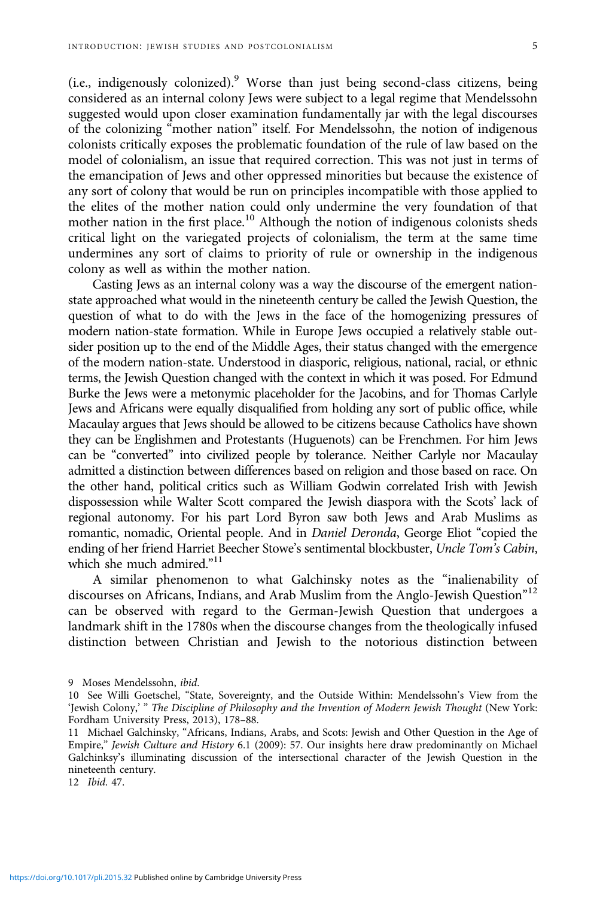(i.e., indigenously colonized).[9] Worse than just being second-class citizens, being considered as an internal colony Jews were subject to a legal regime that Mendelssohn suggested would upon closer examination fundamentally jar with the legal discourses of the colonizing "mother nation" itself. For Mendelssohn, the notion of indigenous colonists critically exposes the problematic foundation of the rule of law based on the model of colonialism, an issue that required correction. This was not just in terms of the emancipation of Jews and other oppressed minorities but because the existence of any sort of colony that would be run on principles incompatible with those applied to the elites of the mother nation could only undermine the very foundation of that mother nation in the first place.[10] Although the notion of indigenous colonists sheds critical light on the variegated projects of colonialism, the term at the same time undermines any sort of claims to priority of rule or ownership in the indigenous colony as well as within the mother nation.

Casting Jews as an internal colony was a way the discourse of the emergent nation-state approached what would in the nineteenth century be called the Jewish Question, the question of what to do with the Jews in the face of the homogenizing pressures of modern nation-state formation. While in Europe Jews occupied a relatively stable outsider position up to the end of the Middle Ages, their status changed with the emergence of the modern nation-state. Understood in diasporic, religious, national, racial, or ethnic terms, the Jewish Question changed with the context in which it was posed. For Edmund Burke the Jews were a metonymic placeholder for the Jacobins, and for Thomas Carlyle Jews and Africans were equally disqualified from holding any sort of public office, while Macaulay argues that Jews should be allowed to be citizens because Catholics have shown they can be Englishmen and Protestants (Huguenots) can be Frenchmen. For him Jews can be "converted" into civilized people by tolerance. Neither Carlyle nor Macaulay admitted a distinction between differences based on religion and those based on race. On the other hand, political critics such as William Godwin correlated Irish with Jewish dispossession while Walter Scott compared the Jewish diaspora with the Scots' lack of regional autonomy. For his part Lord Byron saw both Jews and Arab Muslims as romantic, nomadic, Oriental people. And in *Daniel Deronda*, George Eliot "copied the ending of her friend Harriet Beecher Stowe's sentimental blockbuster, *Uncle Tom's Cabin*, which she much admired."[11]

A similar phenomenon to what Galchinsky notes as the "inalienability of discourses on Africans, Indians, and Arab Muslim from the Anglo-Jewish Question"[12] can be observed with regard to the German-Jewish Question that undergoes a landmark shift in the 1780s when the discourse changes from the theologically infused distinction between Christian and Jewish to the notorious distinction between

9 Moses Mendelssohn, *ibid*.

10 See Willi Goetschel, "State, Sovereignty, and the Outside Within: Mendelssohn's View from the 'Jewish Colony,' " *The Discipline of Philosophy and the Invention of Modern Jewish Thought* (New York: Fordham University Press, 2013), 178–88.

11 Michael Galchinsky, "Africans, Indians, Arabs, and Scots: Jewish and Other Question in the Age of Empire," *Jewish Culture and History* 6.1 (2009): 57. Our insights here draw predominantly on Michael Galchinksy's illuminating discussion of the intersectional character of the Jewish Question in the nineteenth century.

12 *Ibid*. 47.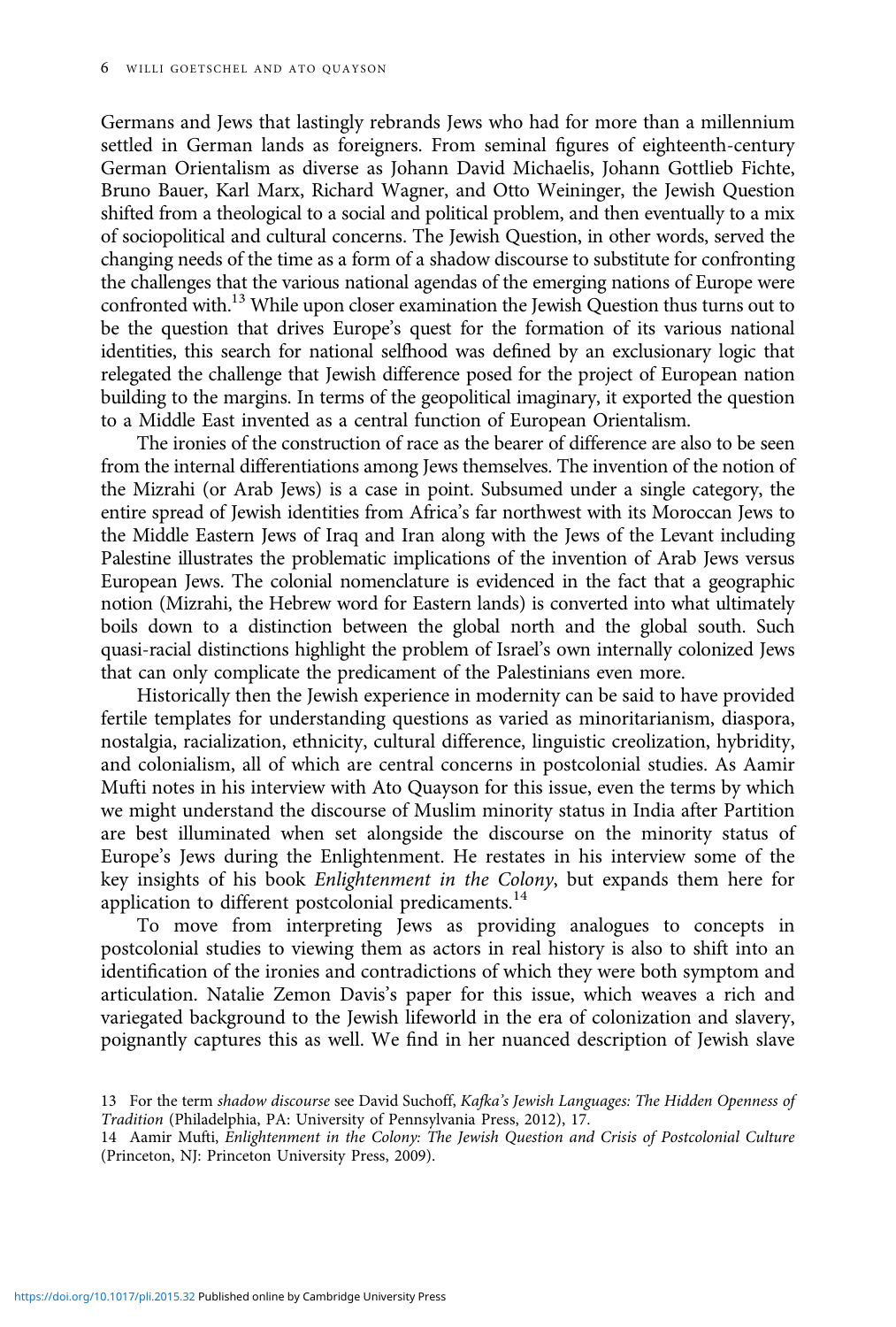Germans and Jews that lastingly rebrands Jews who had for more than a millennium settled in German lands as foreigners. From seminal figures of eighteenth-century German Orientalism as diverse as Johann David Michaelis, Johann Gottlieb Fichte, Bruno Bauer, Karl Marx, Richard Wagner, and Otto Weininger, the Jewish Question shifted from a theological to a social and political problem, and then eventually to a mix of sociopolitical and cultural concerns. The Jewish Question, in other words, served the changing needs of the time as a form of a shadow discourse to substitute for confronting the challenges that the various national agendas of the emerging nations of Europe were confronted with.[13] While upon closer examination the Jewish Question thus turns out to be the question that drives Europe's quest for the formation of its various national identities, this search for national selfhood was defined by an exclusionary logic that relegated the challenge that Jewish difference posed for the project of European nation building to the margins. In terms of the geopolitical imaginary, it exported the question to a Middle East invented as a central function of European Orientalism.

The ironies of the construction of race as the bearer of difference are also to be seen from the internal differentiations among Jews themselves. The invention of the notion of the Mizrahi (or Arab Jews) is a case in point. Subsumed under a single category, the entire spread of Jewish identities from Africa's far northwest with its Moroccan Jews to the Middle Eastern Jews of Iraq and Iran along with the Jews of the Levant including Palestine illustrates the problematic implications of the invention of Arab Jews versus European Jews. The colonial nomenclature is evidenced in the fact that a geographic notion (Mizrahi, the Hebrew word for Eastern lands) is converted into what ultimately boils down to a distinction between the global north and the global south. Such quasi-racial distinctions highlight the problem of Israel's own internally colonized Jews that can only complicate the predicament of the Palestinians even more.

Historically then the Jewish experience in modernity can be said to have provided fertile templates for understanding questions as varied as minoritarianism, diaspora, nostalgia, racialization, ethnicity, cultural difference, linguistic creolization, hybridity, and colonialism, all of which are central concerns in postcolonial studies. As Aamir Mufti notes in his interview with Ato Quayson for this issue, even the terms by which we might understand the discourse of Muslim minority status in India after Partition are best illuminated when set alongside the discourse on the minority status of Europe's Jews during the Enlightenment. He restates in his interview some of the key insights of his book *Enlightenment in the Colony*, but expands them here for application to different postcolonial predicaments.[14]

To move from interpreting Jews as providing analogues to concepts in postcolonial studies to viewing them as actors in real history is also to shift into an identification of the ironies and contradictions of which they were both symptom and articulation. Natalie Zemon Davis's paper for this issue, which weaves a rich and variegated background to the Jewish lifeworld in the era of colonization and slavery, poignantly captures this as well. We find in her nuanced description of Jewish slave

13 For the term *shadow discourse* see David Suchoff, *Kafka's Jewish Languages: The Hidden Openness of Tradition* (Philadelphia, PA: University of Pennsylvania Press, 2012), 17.

14 Aamir Mufti, *Enlightenment in the Colony: The Jewish Question and Crisis of Postcolonial Culture* (Princeton, NJ: Princeton University Press, 2009).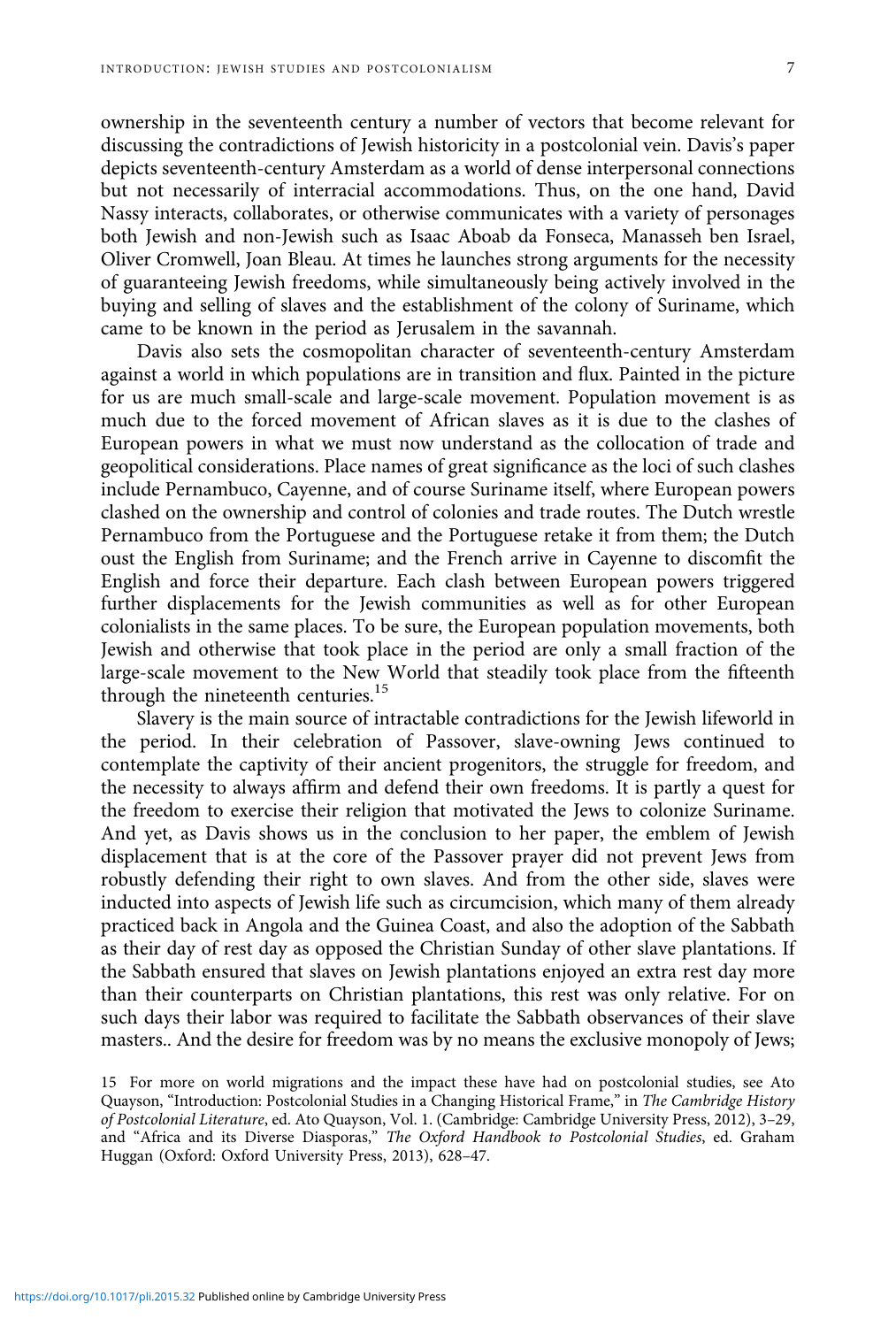ownership in the seventeenth century a number of vectors that become relevant for discussing the contradictions of Jewish historicity in a postcolonial vein. Davis's paper depicts seventeenth-century Amsterdam as a world of dense interpersonal connections but not necessarily of interracial accommodations. Thus, on the one hand, David Nassy interacts, collaborates, or otherwise communicates with a variety of personages both Jewish and non-Jewish such as Isaac Aboab da Fonseca, Manasseh ben Israel, Oliver Cromwell, Joan Bleau. At times he launches strong arguments for the necessity of guaranteeing Jewish freedoms, while simultaneously being actively involved in the buying and selling of slaves and the establishment of the colony of Suriname, which came to be known in the period as Jerusalem in the savannah.

Davis also sets the cosmopolitan character of seventeenth-century Amsterdam against a world in which populations are in transition and flux. Painted in the picture for us are much small-scale and large-scale movement. Population movement is as much due to the forced movement of African slaves as it is due to the clashes of European powers in what we must now understand as the collocation of trade and geopolitical considerations. Place names of great significance as the loci of such clashes include Pernambuco, Cayenne, and of course Suriname itself, where European powers clashed on the ownership and control of colonies and trade routes. The Dutch wrestle Pernambuco from the Portuguese and the Portuguese retake it from them; the Dutch oust the English from Suriname; and the French arrive in Cayenne to discomfit the English and force their departure. Each clash between European powers triggered further displacements for the Jewish communities as well as for other European colonialists in the same places. To be sure, the European population movements, both Jewish and otherwise that took place in the period are only a small fraction of the large-scale movement to the New World that steadily took place from the fifteenth through the nineteenth centuries.[15]

Slavery is the main source of intractable contradictions for the Jewish lifeworld in the period. In their celebration of Passover, slave-owning Jews continued to contemplate the captivity of their ancient progenitors, the struggle for freedom, and the necessity to always affirm and defend their own freedoms. It is partly a quest for the freedom to exercise their religion that motivated the Jews to colonize Suriname. And yet, as Davis shows us in the conclusion to her paper, the emblem of Jewish displacement that is at the core of the Passover prayer did not prevent Jews from robustly defending their right to own slaves. And from the other side, slaves were inducted into aspects of Jewish life such as circumcision, which many of them already practiced back in Angola and the Guinea Coast, and also the adoption of the Sabbath as their day of rest day as opposed the Christian Sunday of other slave plantations. If the Sabbath ensured that slaves on Jewish plantations enjoyed an extra rest day more than their counterparts on Christian plantations, this rest was only relative. For on such days their labor was required to facilitate the Sabbath observances of their slave masters.. And the desire for freedom was by no means the exclusive monopoly of Jews;

15 For more on world migrations and the impact these have had on postcolonial studies, see Ato Quayson, "Introduction: Postcolonial Studies in a Changing Historical Frame," in *The Cambridge History of Postcolonial Literature*, ed. Ato Quayson, Vol. 1. (Cambridge: Cambridge University Press, 2012), 3–29, and "Africa and its Diverse Diasporas," *The Oxford Handbook to Postcolonial Studies*, ed. Graham Huggan (Oxford: Oxford University Press, 2013), 628–47.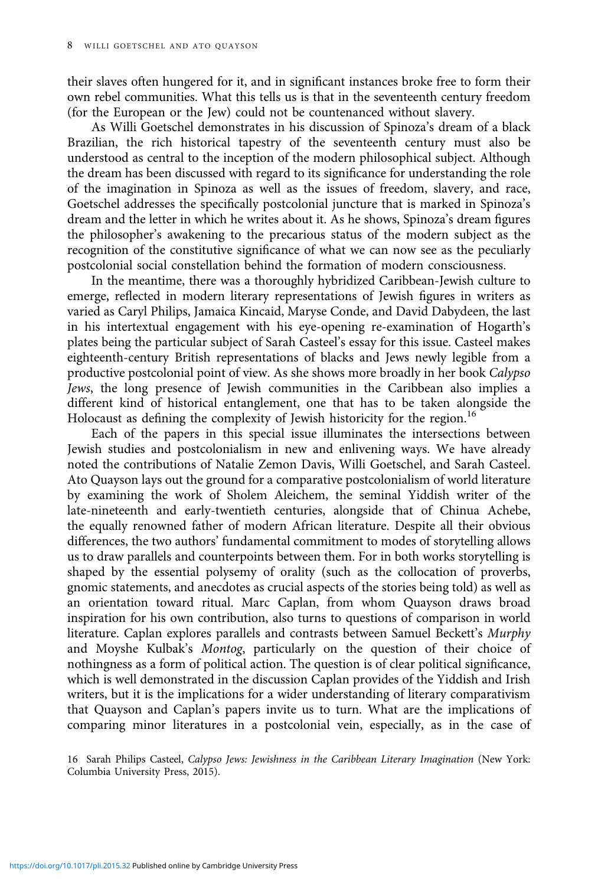their slaves often hungered for it, and in significant instances broke free to form their own rebel communities. What this tells us is that in the seventeenth century freedom (for the European or the Jew) could not be countenanced without slavery.

As Willi Goetschel demonstrates in his discussion of Spinoza's dream of a black Brazilian, the rich historical tapestry of the seventeenth century must also be understood as central to the inception of the modern philosophical subject. Although the dream has been discussed with regard to its significance for understanding the role of the imagination in Spinoza as well as the issues of freedom, slavery, and race, Goetschel addresses the specifically postcolonial juncture that is marked in Spinoza's dream and the letter in which he writes about it. As he shows, Spinoza's dream figures the philosopher's awakening to the precarious status of the modern subject as the recognition of the constitutive significance of what we can now see as the peculiarly postcolonial social constellation behind the formation of modern consciousness.

In the meantime, there was a thoroughly hybridized Caribbean-Jewish culture to emerge, reflected in modern literary representations of Jewish figures in writers as varied as Caryl Philips, Jamaica Kincaid, Maryse Conde, and David Dabydeen, the last in his intertextual engagement with his eye-opening re-examination of Hogarth's plates being the particular subject of Sarah Casteel's essay for this issue. Casteel makes eighteenth-century British representations of blacks and Jews newly legible from a productive postcolonial point of view. As she shows more broadly in her book *Calypso Jews*, the long presence of Jewish communities in the Caribbean also implies a different kind of historical entanglement, one that has to be taken alongside the Holocaust as defining the complexity of Jewish historicity for the region.[16]

Each of the papers in this special issue illuminates the intersections between Jewish studies and postcolonialism in new and enlivening ways. We have already noted the contributions of Natalie Zemon Davis, Willi Goetschel, and Sarah Casteel. Ato Quayson lays out the ground for a comparative postcolonialism of world literature by examining the work of Sholem Aleichem, the seminal Yiddish writer of the late-nineteenth and early-twentieth centuries, alongside that of Chinua Achebe, the equally renowned father of modern African literature. Despite all their obvious differences, the two authors' fundamental commitment to modes of storytelling allows us to draw parallels and counterpoints between them. For in both works storytelling is shaped by the essential polysemy of orality (such as the collocation of proverbs, gnomic statements, and anecdotes as crucial aspects of the stories being told) as well as an orientation toward ritual. Marc Caplan, from whom Quayson draws broad inspiration for his own contribution, also turns to questions of comparison in world literature. Caplan explores parallels and contrasts between Samuel Beckett's *Murphy* and Moyshe Kulbak's *Montog*, particularly on the question of their choice of nothingness as a form of political action. The question is of clear political significance, which is well demonstrated in the discussion Caplan provides of the Yiddish and Irish writers, but it is the implications for a wider understanding of literary comparativism that Quayson and Caplan's papers invite us to turn. What are the implications of comparing minor literatures in a postcolonial vein, especially, as in the case of

16 Sarah Philips Casteel, *Calypso Jews: Jewishness in the Caribbean Literary Imagination* (New York: Columbia University Press, 2015).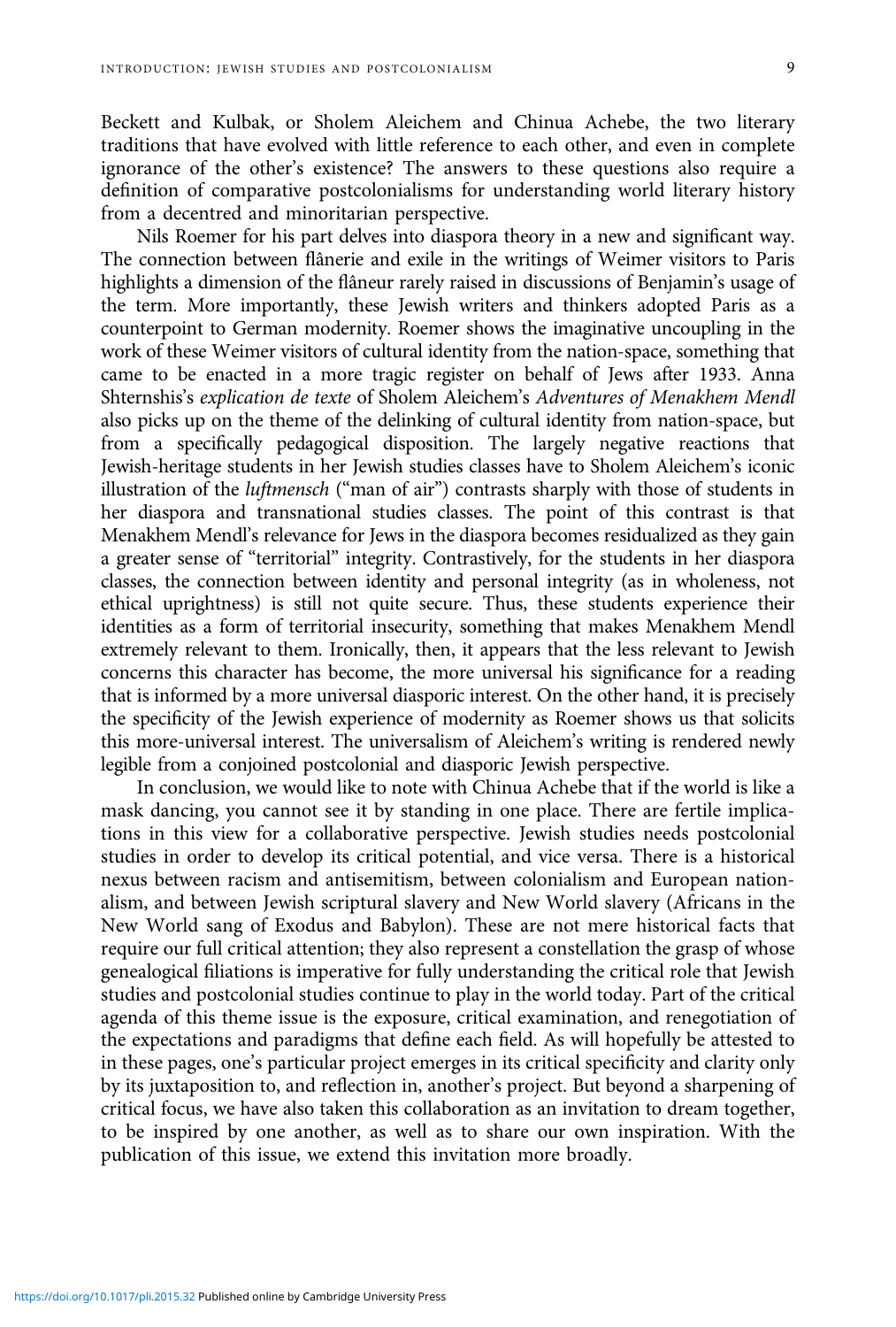Beckett and Kulbak, or Sholem Aleichem and Chinua Achebe, the two literary traditions that have evolved with little reference to each other, and even in complete ignorance of the other's existence? The answers to these questions also require a definition of comparative postcolonialisms for understanding world literary history from a decentred and minoritarian perspective.

Nils Roemer for his part delves into diaspora theory in a new and significant way. The connection between flânerie and exile in the writings of Weimer visitors to Paris highlights a dimension of the flâneur rarely raised in discussions of Benjamin's usage of the term. More importantly, these Jewish writers and thinkers adopted Paris as a counterpoint to German modernity. Roemer shows the imaginative uncoupling in the work of these Weimer visitors of cultural identity from the nation-space, something that came to be enacted in a more tragic register on behalf of Jews after 1933. Anna Shternshis's *explication de texte* of Sholem Aleichem's *Adventures of Menakhem Mendl* also picks up on the theme of the delinking of cultural identity from nation-space, but from a specifically pedagogical disposition. The largely negative reactions that Jewish-heritage students in her Jewish studies classes have to Sholem Aleichem's iconic illustration of the *luftmensch* ("man of air") contrasts sharply with those of students in her diaspora and transnational studies classes. The point of this contrast is that Menakhem Mendl's relevance for Jews in the diaspora becomes residualized as they gain a greater sense of "territorial" integrity. Contrastively, for the students in her diaspora classes, the connection between identity and personal integrity (as in wholeness, not ethical uprightness) is still not quite secure. Thus, these students experience their identities as a form of territorial insecurity, something that makes Menakhem Mendl extremely relevant to them. Ironically, then, it appears that the less relevant to Jewish concerns this character has become, the more universal his significance for a reading that is informed by a more universal diasporic interest. On the other hand, it is precisely the specificity of the Jewish experience of modernity as Roemer shows us that solicits this more-universal interest. The universalism of Aleichem's writing is rendered newly legible from a conjoined postcolonial and diasporic Jewish perspective.

In conclusion, we would like to note with Chinua Achebe that if the world is like a mask dancing, you cannot see it by standing in one place. There are fertile implications in this view for a collaborative perspective. Jewish studies needs postcolonial studies in order to develop its critical potential, and vice versa. There is a historical nexus between racism and antisemitism, between colonialism and European nationalism, and between Jewish scriptural slavery and New World slavery (Africans in the New World sang of Exodus and Babylon). These are not mere historical facts that require our full critical attention; they also represent a constellation the grasp of whose genealogical filiations is imperative for fully understanding the critical role that Jewish studies and postcolonial studies continue to play in the world today. Part of the critical agenda of this theme issue is the exposure, critical examination, and renegotiation of the expectations and paradigms that define each field. As will hopefully be attested to in these pages, one's particular project emerges in its critical specificity and clarity only by its juxtaposition to, and reflection in, another's project. But beyond a sharpening of critical focus, we have also taken this collaboration as an invitation to dream together, to be inspired by one another, as well as to share our own inspiration. With the publication of this issue, we extend this invitation more broadly.